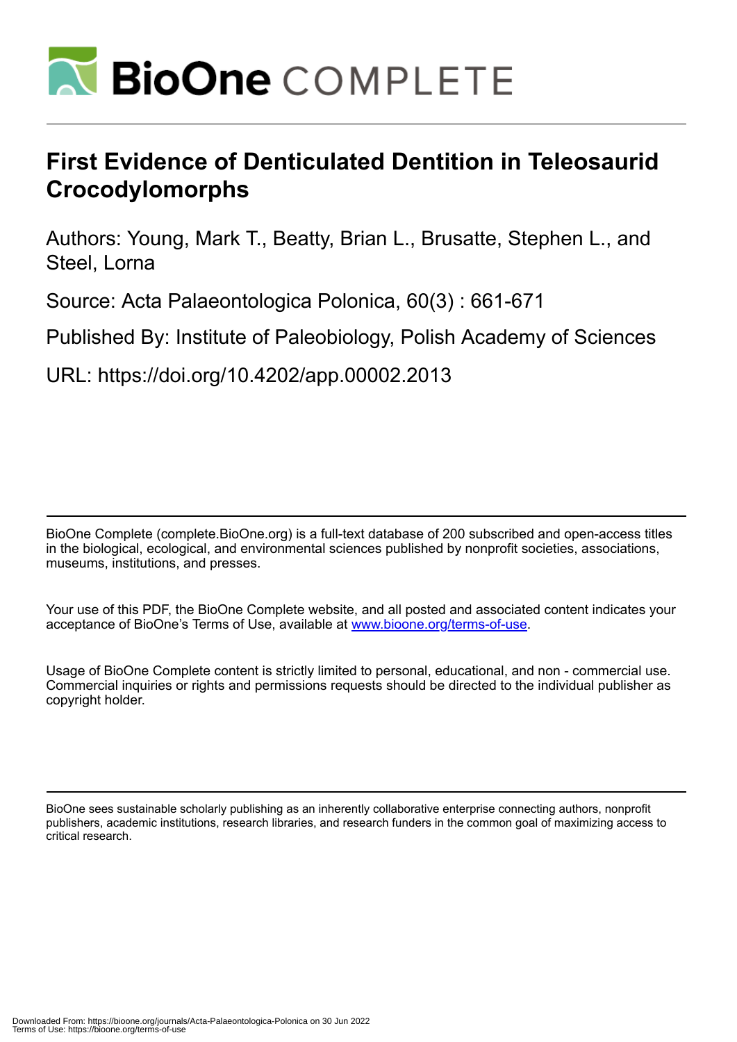# First Evidence of Denticulated Dentition in Teleosaurid Crocodylomorphs

Authors: Young, Mark T., Beatty, Brian L., Brusatte, Stephen L., and Steel, Lorna

Source: Acta Palaeontologica Polonica, 60(3) : 661-671

Published By: Institute of Paleobiology, Polish Academy of Sciences

URL: https://doi.org/10.4202/app.00002.2013

BioOne Complete (complete.BioOne.org) is a full-text database of 200 subscribed and open-access titles in the biological, ecological, and environmental sciences published by nonprofit societies, associations, museums, institutions, and presses.

Your use of this PDF, the BioOne Complete website, and all posted and associated content indicates your acceptance of BioOne's Terms of Use, available at www.bioone.org/terms-of-use.

Usage of BioOne Complete content is strictly limited to personal, educational, and non - commercial use. Commercial inquiries or rights and permissions requests should be directed to the individual publisher as copyright holder.

BioOne sees sustainable scholarly publishing as an inherently collaborative enterprise connecting authors, nonprofit publishers, academic institutions, research libraries, and research funders in the common goal of maximizing access to critical research.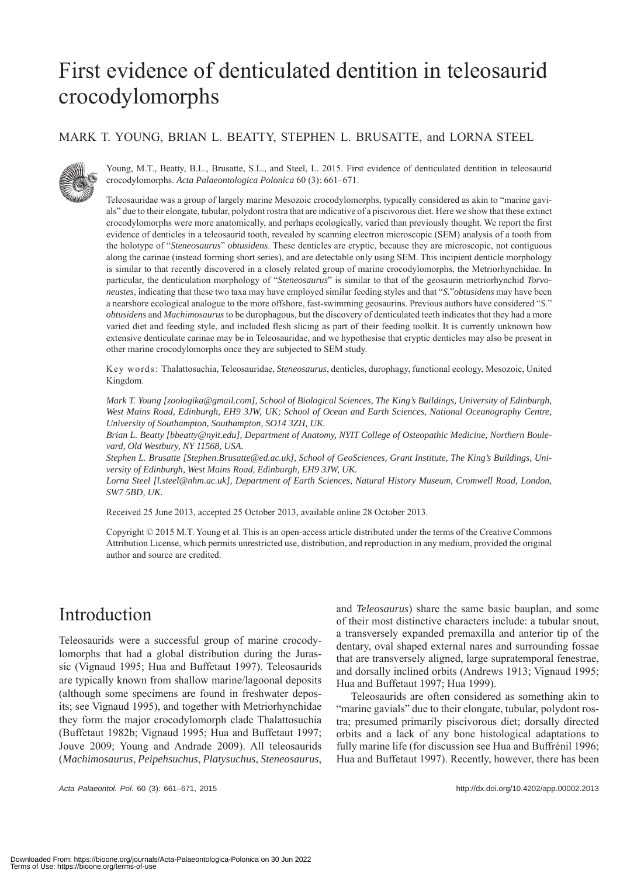# First evidence of denticulated dentition in teleosaurid crocodylomorphs

MARK T. YOUNG, BRIAN L. BEATTY, STEPHEN L. BRUSATTE, and LORNA STEEL

Young, M.T., Beatty, B.L., Brusatte, S.L., and Steel, L. 2015. First evidence of denticulated dentition in teleosaurid crocodylomorphs. *Acta Palaeontologica Polonica* 60 (3): 661–671.

Teleosauridae was a group of largely marine Mesozoic crocodylomorphs, typically considered as akin to "marine gavials" due to their elongate, tubular, polydont rostra that are indicative of a piscivorous diet. Here we show that these extinct crocodylomorphs were more anatomically, and perhaps ecologically, varied than previously thought. We report the first evidence of denticles in a teleosaurid tooth, revealed by scanning electron microscopic (SEM) analysis of a tooth from the holotype of "*Steneosaurus*" *obtusidens*. These denticles are cryptic, because they are microscopic, not contiguous along the carinae (instead forming short series), and are detectable only using SEM. This incipient denticle morphology is similar to that recently discovered in a closely related group of marine crocodylomorphs, the Metriorhynchidae. In particular, the denticulation morphology of "*Steneosaurus*" is similar to that of the geosaurin metriorhynchid *Torvoneustes*, indicating that these two taxa may have employed similar feeding styles and that "*S.*"*obtusidens* may have been a nearshore ecological analogue to the more offshore, fast-swimming geosaurins. Previous authors have considered "*S.*" *obtusidens* and *Machimosaurus* to be durophagous, but the discovery of denticulated teeth indicates that they had a more varied diet and feeding style, and included flesh slicing as part of their feeding toolkit. It is currently unknown how extensive denticulate carinae may be in Teleosauridae, and we hypothesise that cryptic denticles may also be present in other marine crocodylomorphs once they are subjected to SEM study.

Key words: Thalattosuchia, Teleosauridae, *Steneosaurus*, denticles, durophagy, functional ecology, Mesozoic, United Kingdom.

*Mark T. Young [zoologika@gmail.com], School of Biological Sciences, The King's Buildings, University of Edinburgh, West Mains Road, Edinburgh, EH9 3JW, UK; School of Ocean and Earth Sciences, National Oceanography Centre, University of Southampton, Southampton, SO14 3ZH, UK.*
*Brian L. Beatty [bbeatty@nyit.edu], Department of Anatomy, NYIT College of Osteopathic Medicine, Northern Boulevard, Old Westbury, NY 11568, USA.*
*Stephen L. Brusatte [Stephen.Brusatte@ed.ac.uk], School of GeoSciences, Grant Institute, The King's Buildings, University of Edinburgh, West Mains Road, Edinburgh, EH9 3JW, UK.*
*Lorna Steel [l.steel@nhm.ac.uk], Department of Earth Sciences, Natural History Museum, Cromwell Road, London, SW7 5BD, UK.*

Received 25 June 2013, accepted 25 October 2013, available online 28 October 2013.

Copyright © 2015 M.T. Young et al. This is an open-access article distributed under the terms of the Creative Commons Attribution License, which permits unrestricted use, distribution, and reproduction in any medium, provided the original author and source are credited.

## Introduction

Teleosaurids were a successful group of marine crocodylomorphs that had a global distribution during the Jurassic (Vignaud 1995; Hua and Buffetaut 1997). Teleosaurids are typically known from shallow marine/lagoonal deposits (although some specimens are found in freshwater deposits; see Vignaud 1995), and together with Metriorhynchidae they form the major crocodylomorph clade Thalattosuchia (Buffetaut 1982b; Vignaud 1995; Hua and Buffetaut 1997; Jouve 2009; Young and Andrade 2009). All teleosaurids (*Machimosaurus*, *Peipehsuchus*, *Platysuchus*, *Steneosaurus*, and *Teleosaurus*) share the same basic bauplan, and some of their most distinctive characters include: a tubular snout, a transversely expanded premaxilla and anterior tip of the dentary, oval shaped external nares and surrounding fossae that are transversely aligned, large supratemporal fenestrae, and dorsally inclined orbits (Andrews 1913; Vignaud 1995; Hua and Buffetaut 1997; Hua 1999).

Teleosaurids are often considered as something akin to "marine gavials" due to their elongate, tubular, polydont rostra; presumed primarily piscivorous diet; dorsally directed orbits and a lack of any bone histological adaptations to fully marine life (for discussion see Hua and Buffrénil 1996; Hua and Buffetaut 1997). Recently, however, there has been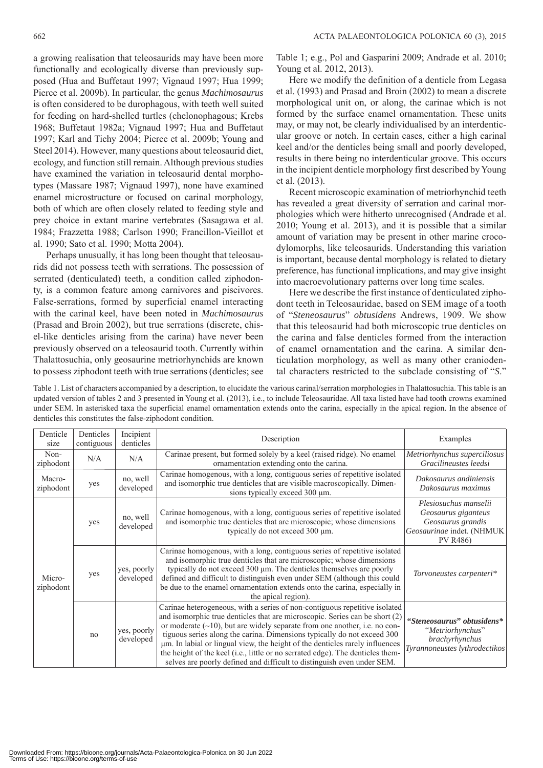a growing realisation that teleosaurids may have been more functionally and ecologically diverse than previously supposed (Hua and Buffetaut 1997; Vignaud 1997; Hua 1999; Pierce et al. 2009b). In particular, the genus *Machimosaurus* is often considered to be durophagous, with teeth well suited for feeding on hard-shelled turtles (chelonophagous; Krebs 1968; Buffetaut 1982a; Vignaud 1997; Hua and Buffetaut 1997; Karl and Tichy 2004; Pierce et al. 2009b; Young and Steel 2014). However, many questions about teleosaurid diet, ecology, and function still remain. Although previous studies have examined the variation in teleosaurid dental morphotypes (Massare 1987; Vignaud 1997), none have examined enamel microstructure or focused on carinal morphology, both of which are often closely related to feeding style and prey choice in extant marine vertebrates (Sasagawa et al. 1984; Frazzetta 1988; Carlson 1990; Francillon-Vieillot et al. 1990; Sato et al. 1990; Motta 2004).

Perhaps unusually, it has long been thought that teleosaurids did not possess teeth with serrations. The possession of serrated (denticulated) teeth, a condition called ziphodonty, is a common feature among carnivores and piscivores. False-serrations, formed by superficial enamel interacting with the carinal keel, have been noted in *Machimosaurus* (Prasad and Broin 2002), but true serrations (discrete, chisel-like denticles arising from the carina) have never been previously observed on a teleosaurid tooth. Currently within Thalattosuchia, only geosaurine metriorhynchids are known to possess ziphodont teeth with true serrations (denticles; see Table 1; e.g., Pol and Gasparini 2009; Andrade et al. 2010; Young et al. 2012, 2013).

Here we modify the definition of a denticle from Legasa et al. (1993) and Prasad and Broin (2002) to mean a discrete morphological unit on, or along, the carinae which is not formed by the surface enamel ornamentation. These units may, or may not, be clearly individualised by an interdenticular groove or notch. In certain cases, either a high carinal keel and/or the denticles being small and poorly developed, results in there being no interdenticular groove. This occurs in the incipient denticle morphology first described by Young et al. (2013).

Recent microscopic examination of metriorhynchid teeth has revealed a great diversity of serration and carinal morphologies which were hitherto unrecognised (Andrade et al. 2010; Young et al. 2013), and it is possible that a similar amount of variation may be present in other marine crocodylomorphs, like teleosaurids. Understanding this variation is important, because dental morphology is related to dietary preference, has functional implications, and may give insight into macroevolutionary patterns over long time scales.

Here we describe the first instance of denticulated ziphodont teeth in Teleosauridae, based on SEM image of a tooth of "*Steneosaurus*" *obtusidens* Andrews, 1909. We show that this teleosaurid had both microscopic true denticles on the carina and false denticles formed from the interaction of enamel ornamentation and the carina. A similar denticulation morphology, as well as many other craniodental characters restricted to the subclade consisting of "*S.*"

Table 1. List of characters accompanied by a description, to elucidate the various carinal/serration morphologies in Thalattosuchia. This table is an updated version of tables 2 and 3 presented in Young et al. (2013), i.e., to include Teleosauridae. All taxa listed have had tooth crowns examined under SEM. In asterisked taxa the superficial enamel ornamentation extends onto the carina, especially in the apical region. In the absence of denticles this constitutes the false-ziphodont condition.

| Denticle size | Denticles contiguous | Incipient denticles | Description | Examples |
|---|---|---|---|---|
| Non-ziphodont | N/A | N/A | Carinae present, but formed solely by a keel (raised ridge). No enamel ornamentation extending onto the carina. | *Metriorhynchus superciliosus* *Gracilineustes leedsi* |
| Macro-ziphodont | yes | no, well developed | Carinae homogenous, with a long, contiguous series of repetitive isolated and isomorphic true denticles that are visible macroscopically. Dimensions typically exceed 300 µm. | *Dakosaurus andiniensis* *Dakosaurus maximus* |
| Micro-ziphodont | yes | no, well developed | Carinae homogenous, with a long, contiguous series of repetitive isolated and isomorphic true denticles that are microscopic; whose dimensions typically do not exceed 300 µm. | *Plesiosuchus manselii* *Geosaurus giganteus* *Geosaurus grandis* *Geosaurinae* indet. (NHMUK PV R486) |
| | yes | yes, poorly developed | Carinae homogenous, with a long, contiguous series of repetitive isolated and isomorphic true denticles that are microscopic; whose dimensions typically do not exceed 300 µm. The denticles themselves are poorly defined and difficult to distinguish even under SEM (although this could be due to the enamel ornamentation extends onto the carina, especially in the apical region). | *Torvoneustes carpenteri\** |
| | no | yes, poorly developed | Carinae heterogeneous, with a series of non-contiguous repetitive isolated and isomorphic true denticles that are microscopic. Series can be short (2) or moderate (~10), but are widely separate from one another, i.e. no contiguous series along the carina. Dimensions typically do not exceed 300 µm. In labial or lingual view, the height of the denticles rarely influences the height of the keel (i.e., little or no serrated edge). The denticles themselves are poorly defined and difficult to distinguish even under SEM. | ***"Steneosaurus" obtusidens\**** "*Metriorhynchus*" *brachyrhynchus* *Tyrannoneustes lythrodectikos* |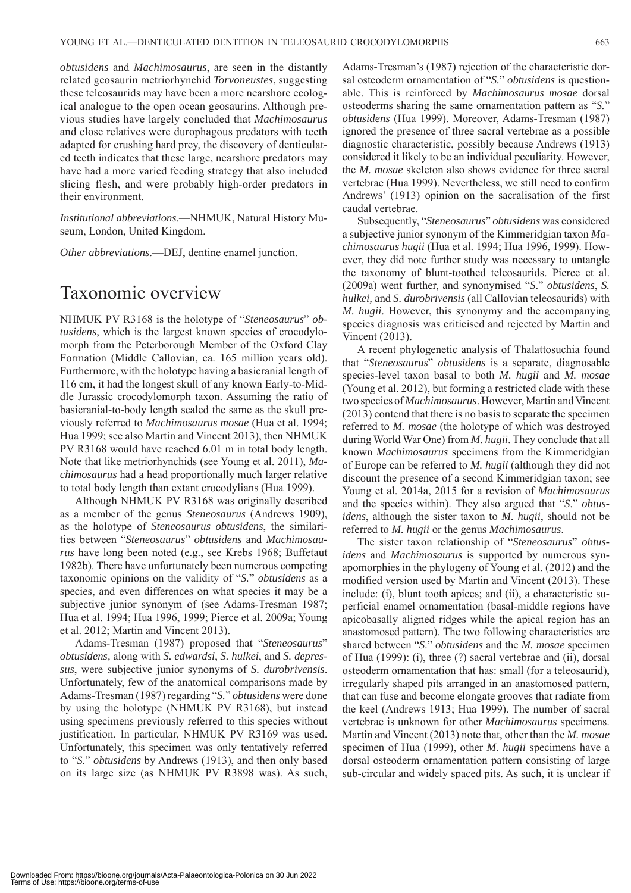*obtusidens* and *Machimosaurus*, are seen in the distantly related geosaurin metriorhynchid *Torvoneustes*, suggesting these teleosaurids may have been a more nearshore ecological analogue to the open ocean geosaurins. Although previous studies have largely concluded that *Machimosaurus* and close relatives were durophagous predators with teeth adapted for crushing hard prey, the discovery of denticulated teeth indicates that these large, nearshore predators may have had a more varied feeding strategy that also included slicing flesh, and were probably high-order predators in their environment.

*Institutional abbreviations*.—NHMUK, Natural History Museum, London, United Kingdom.

*Other abbreviations*.—DEJ, dentine enamel junction.

# Taxonomic overview

NHMUK PV R3168 is the holotype of "*Steneosaurus*" *obtusidens*, which is the largest known species of crocodylomorph from the Peterborough Member of the Oxford Clay Formation (Middle Callovian, ca. 165 million years old). Furthermore, with the holotype having a basicranial length of 116 cm, it had the longest skull of any known Early-to-Middle Jurassic crocodylomorph taxon. Assuming the ratio of basicranial-to-body length scaled the same as the skull previously referred to *Machimosaurus mosae* (Hua et al. 1994; Hua 1999; see also Martin and Vincent 2013), then NHMUK PV R3168 would have reached 6.01 m in total body length. Note that like metriorhynchids (see Young et al. 2011), *Machimosaurus* had a head proportionally much larger relative to total body length than extant crocodylians (Hua 1999).

Although NHMUK PV R3168 was originally described as a member of the genus *Steneosaurus* (Andrews 1909), as the holotype of *Steneosaurus obtusidens*, the similarities between "*Steneosaurus*" *obtusidens* and *Machimosaurus* have long been noted (e.g., see Krebs 1968; Buffetaut 1982b). There have unfortunately been numerous competing taxonomic opinions on the validity of "*S.*" *obtusidens* as a species, and even differences on what species it may be a subjective junior synonym of (see Adams-Tresman 1987; Hua et al. 1994; Hua 1996, 1999; Pierce et al. 2009a; Young et al. 2012; Martin and Vincent 2013).

Adams-Tresman (1987) proposed that "*Steneosaurus*" *obtusidens,* along with *S. edwardsi*, *S. hulkei*, and *S. depressus*, were subjective junior synonyms of *S. durobrivensis*. Unfortunately, few of the anatomical comparisons made by Adams-Tresman (1987) regarding "*S.*" *obtusidens* were done by using the holotype (NHMUK PV R3168), but instead using specimens previously referred to this species without justification. In particular, NHMUK PV R3169 was used. Unfortunately, this specimen was only tentatively referred to "*S.*" *obtusidens* by Andrews (1913), and then only based on its large size (as NHMUK PV R3898 was). As such, Adams-Tresman's (1987) rejection of the characteristic dorsal osteoderm ornamentation of "*S.*" *obtusidens* is questionable. This is reinforced by *Machimosaurus mosae* dorsal osteoderms sharing the same ornamentation pattern as "*S.*" *obtusidens* (Hua 1999). Moreover, Adams-Tresman (1987) ignored the presence of three sacral vertebrae as a possible diagnostic characteristic, possibly because Andrews (1913) considered it likely to be an individual peculiarity. However, the *M. mosae* skeleton also shows evidence for three sacral vertebrae (Hua 1999). Nevertheless, we still need to confirm Andrews' (1913) opinion on the sacralisation of the first caudal vertebrae.

Subsequently, "*Steneosaurus*" *obtusidens* was considered a subjective junior synonym of the Kimmeridgian taxon *Machimosaurus hugii* (Hua et al. 1994; Hua 1996, 1999). However, they did note further study was necessary to untangle the taxonomy of blunt-toothed teleosaurids. Pierce et al. (2009a) went further, and synonymised "*S.*" *obtusidens*, *S. hulkei,* and *S. durobrivensis* (all Callovian teleosaurids) with *M. hugii*. However, this synonymy and the accompanying species diagnosis was criticised and rejected by Martin and Vincent (2013).

A recent phylogenetic analysis of Thalattosuchia found that "*Steneosaurus*" *obtusidens* is a separate, diagnosable species-level taxon basal to both *M. hugii* and *M. mosae* (Young et al. 2012), but forming a restricted clade with these two species of *Machimosaurus*. However, Martin and Vincent (2013) contend that there is no basis to separate the specimen referred to *M. mosae* (the holotype of which was destroyed during World War One) from *M. hugii*. They conclude that all known *Machimosaurus* specimens from the Kimmeridgian of Europe can be referred to *M. hugii* (although they did not discount the presence of a second Kimmeridgian taxon; see Young et al. 2014a, 2015 for a revision of *Machimosaurus* and the species within). They also argued that "*S.*" *obtusidens*, although the sister taxon to *M. hugii*, should not be referred to *M. hugii* or the genus *Machimosaurus*.

The sister taxon relationship of "*Steneosaurus*" *obtusidens* and *Machimosaurus* is supported by numerous synapomorphies in the phylogeny of Young et al. (2012) and the modified version used by Martin and Vincent (2013). These include: (i), blunt tooth apices; and (ii), a characteristic superficial enamel ornamentation (basal-middle regions have apicobasally aligned ridges while the apical region has an anastomosed pattern). The two following characteristics are shared between "*S.*" *obtusidens* and the *M. mosae* specimen of Hua (1999): (i), three (?) sacral vertebrae and (ii), dorsal osteoderm ornamentation that has: small (for a teleosaurid), irregularly shaped pits arranged in an anastomosed pattern, that can fuse and become elongate grooves that radiate from the keel (Andrews 1913; Hua 1999). The number of sacral vertebrae is unknown for other *Machimosaurus* specimens. Martin and Vincent (2013) note that, other than the *M. mosae* specimen of Hua (1999), other *M. hugii* specimens have a dorsal osteoderm ornamentation pattern consisting of large sub-circular and widely spaced pits. As such, it is unclear if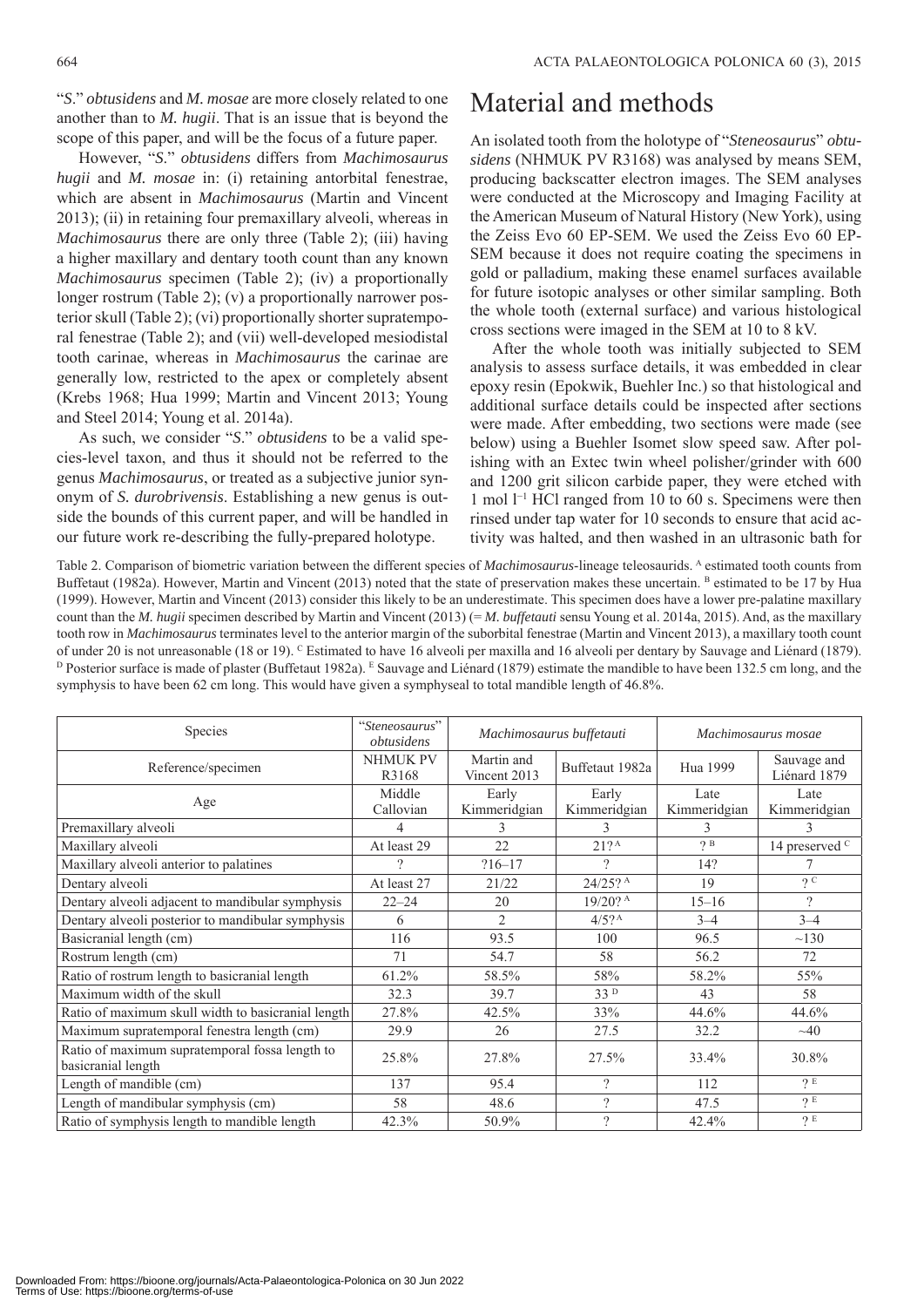"*S.*" *obtusidens* and *M. mosae* are more closely related to one another than to *M. hugii*. That is an issue that is beyond the scope of this paper, and will be the focus of a future paper.

However, "*S.*" *obtusidens* differs from *Machimosaurus hugii* and *M. mosae* in: (i) retaining antorbital fenestrae, which are absent in *Machimosaurus* (Martin and Vincent 2013); (ii) in retaining four premaxillary alveoli, whereas in *Machimosaurus* there are only three (Table 2); (iii) having a higher maxillary and dentary tooth count than any known *Machimosaurus* specimen (Table 2); (iv) a proportionally longer rostrum (Table 2); (v) a proportionally narrower posterior skull (Table 2); (vi) proportionally shorter supratemporal fenestrae (Table 2); and (vii) well-developed mesiodistal tooth carinae, whereas in *Machimosaurus* the carinae are generally low, restricted to the apex or completely absent (Krebs 1968; Hua 1999; Martin and Vincent 2013; Young and Steel 2014; Young et al. 2014a).

As such, we consider "*S.*" *obtusidens* to be a valid species-level taxon, and thus it should not be referred to the genus *Machimosaurus*, or treated as a subjective junior synonym of *S. durobrivensis*. Establishing a new genus is outside the bounds of this current paper, and will be handled in our future work re-describing the fully-prepared holotype.

# Material and methods

An isolated tooth from the holotype of "*Steneosaurus*" *obtusidens* (NHMUK PV R3168) was analysed by means SEM, producing backscatter electron images. The SEM analyses were conducted at the Microscopy and Imaging Facility at the American Museum of Natural History (New York), using the Zeiss Evo 60 EP-SEM. We used the Zeiss Evo 60 EP-SEM because it does not require coating the specimens in gold or palladium, making these enamel surfaces available for future isotopic analyses or other similar sampling. Both the whole tooth (external surface) and various histological cross sections were imaged in the SEM at 10 to 8 kV.

After the whole tooth was initially subjected to SEM analysis to assess surface details, it was embedded in clear epoxy resin (Epokwik, Buehler Inc.) so that histological and additional surface details could be inspected after sections were made. After embedding, two sections were made (see below) using a Buehler Isomet slow speed saw. After polishing with an Extec twin wheel polisher/grinder with 600 and 1200 grit silicon carbide paper, they were etched with 1 mol $l^{-1}$ HCl ranged from 10 to 60 s. Specimens were then rinsed under tap water for 10 seconds to ensure that acid activity was halted, and then washed in an ultrasonic bath for

Table 2. Comparison of biometric variation between the different species of *Machimosaurus*-lineage teleosaurids. [A] estimated tooth counts from Buffetaut (1982a). However, Martin and Vincent (2013) noted that the state of preservation makes these uncertain. [B] estimated to be 17 by Hua (1999). However, Martin and Vincent (2013) consider this likely to be an underestimate. This specimen does have a lower pre-palatine maxillary count than the *M. hugii* specimen described by Martin and Vincent (2013) (= *M. buffetauti* sensu Young et al. 2014a, 2015). And, as the maxillary tooth row in *Machimosaurus* terminates level to the anterior margin of the suborbital fenestrae (Martin and Vincent 2013), a maxillary tooth count of under 20 is not unreasonable (18 or 19). [C] Estimated to have 16 alveoli per maxilla and 16 alveoli per dentary by Sauvage and Liénard (1879). [D] Posterior surface is made of plaster (Buffetaut 1982a). [E] Sauvage and Liénard (1879) estimate the mandible to have been 132.5 cm long, and the symphysis to have been 62 cm long. This would have given a symphyseal to total mandible length of 46.8%.

| Species | "*Steneosaurus*" *obtusidens* | *Machimosaurus buffetauti* | | *Machimosaurus mosae* | |
|---|---|---|---|---|---|
| Reference/specimen | NHMUK PV R3168 | Martin and Vincent 2013 | Buffetaut 1982a | Hua 1999 | Sauvage and Liénard 1879 |
| Age | Middle Callovian | Early Kimmeridgian | Early Kimmeridgian | Late Kimmeridgian | Late Kimmeridgian |
| Premaxillary alveoli | 4 | 3 | 3 | 3 | 3 |
| Maxillary alveoli | At least 29 | 22 | 21? [A] | ? [B] | 14 preserved [C] |
| Maxillary alveoli anterior to palatines | ? | ?16–17 | ? | 14? | 7 |
| Dentary alveoli | At least 27 | 21/22 | 24/25? [A] | 19 | ? [C] |
| Dentary alveoli adjacent to mandibular symphysis | 22–24 | 20 | 19/20? [A] | 15–16 | ? |
| Dentary alveoli posterior to mandibular symphysis | 6 | 2 | 4/5? [A] | 3–4 | 3–4 |
| Basicranial length (cm) | 116 | 93.5 | 100 | 96.5 | ~130 |
| Rostrum length (cm) | 71 | 54.7 | 58 | 56.2 | 72 |
| Ratio of rostrum length to basicranial length | 61.2% | 58.5% | 58% | 58.2% | 55% |
| Maximum width of the skull | 32.3 | 39.7 | 33 [D] | 43 | 58 |
| Ratio of maximum skull width to basicranial length | 27.8% | 42.5% | 33% | 44.6% | 44.6% |
| Maximum supratemporal fenestra length (cm) | 29.9 | 26 | 27.5 | 32.2 | ~40 |
| Ratio of maximum supratemporal fossa length to basicranial length | 25.8% | 27.8% | 27.5% | 33.4% | 30.8% |
| Length of mandible (cm) | 137 | 95.4 | ? | 112 | ? [E] |
| Length of mandibular symphysis (cm) | 58 | 48.6 | ? | 47.5 | ? [E] |
| Ratio of symphysis length to mandible length | 42.3% | 50.9% | ? | 42.4% | ? [E] |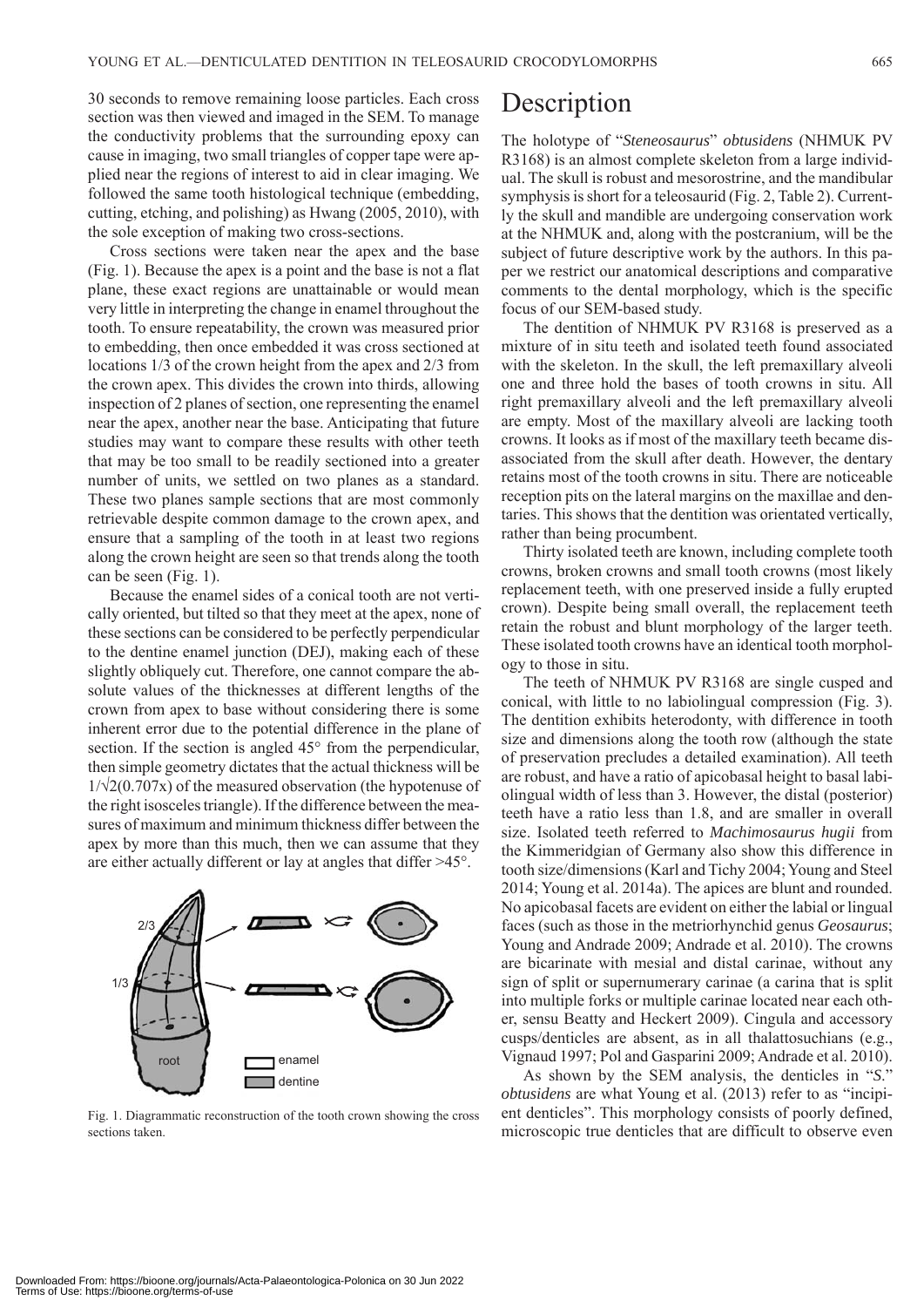30 seconds to remove remaining loose particles. Each cross section was then viewed and imaged in the SEM. To manage the conductivity problems that the surrounding epoxy can cause in imaging, two small triangles of copper tape were applied near the regions of interest to aid in clear imaging. We followed the same tooth histological technique (embedding, cutting, etching, and polishing) as Hwang (2005, 2010), with the sole exception of making two cross-sections.

Cross sections were taken near the apex and the base (Fig. 1). Because the apex is a point and the base is not a flat plane, these exact regions are unattainable or would mean very little in interpreting the change in enamel throughout the tooth. To ensure repeatability, the crown was measured prior to embedding, then once embedded it was cross sectioned at locations 1/3 of the crown height from the apex and 2/3 from the crown apex. This divides the crown into thirds, allowing inspection of 2 planes of section, one representing the enamel near the apex, another near the base. Anticipating that future studies may want to compare these results with other teeth that may be too small to be readily sectioned into a greater number of units, we settled on two planes as a standard. These two planes sample sections that are most commonly retrievable despite common damage to the crown apex, and ensure that a sampling of the tooth in at least two regions along the crown height are seen so that trends along the tooth can be seen (Fig. 1).

Because the enamel sides of a conical tooth are not vertically oriented, but tilted so that they meet at the apex, none of these sections can be considered to be perfectly perpendicular to the dentine enamel junction (DEJ), making each of these slightly obliquely cut. Therefore, one cannot compare the absolute values of the thicknesses at different lengths of the crown from apex to base without considering there is some inherent error due to the potential difference in the plane of section. If the section is angled 45° from the perpendicular, then simple geometry dictates that the actual thickness will be $1/\sqrt{2}(0.707x)$ of the measured observation (the hypotenuse of the right isosceles triangle). If the difference between the measures of maximum and minimum thickness differ between the apex by more than this much, then we can assume that they are either actually different or lay at angles that differ >45°.

Fig. 1. Diagrammatic reconstruction of the tooth crown showing the cross sections taken.

# Description

The holotype of "*Steneosaurus*" *obtusidens* (NHMUK PV R3168) is an almost complete skeleton from a large individual. The skull is robust and mesorostrine, and the mandibular symphysis is short for a teleosaurid (Fig. 2, Table 2). Currently the skull and mandible are undergoing conservation work at the NHMUK and, along with the postcranium, will be the subject of future descriptive work by the authors. In this paper we restrict our anatomical descriptions and comparative comments to the dental morphology, which is the specific focus of our SEM-based study.

The dentition of NHMUK PV R3168 is preserved as a mixture of in situ teeth and isolated teeth found associated with the skeleton. In the skull, the left premaxillary alveoli one and three hold the bases of tooth crowns in situ. All right premaxillary alveoli and the left premaxillary alveoli are empty. Most of the maxillary alveoli are lacking tooth crowns. It looks as if most of the maxillary teeth became disassociated from the skull after death. However, the dentary retains most of the tooth crowns in situ. There are noticeable reception pits on the lateral margins on the maxillae and dentaries. This shows that the dentition was orientated vertically, rather than being procumbent.

Thirty isolated teeth are known, including complete tooth crowns, broken crowns and small tooth crowns (most likely replacement teeth, with one preserved inside a fully erupted crown). Despite being small overall, the replacement teeth retain the robust and blunt morphology of the larger teeth. These isolated tooth crowns have an identical tooth morphology to those in situ.

The teeth of NHMUK PV R3168 are single cusped and conical, with little to no labiolingual compression (Fig. 3). The dentition exhibits heterodonty, with difference in tooth size and dimensions along the tooth row (although the state of preservation precludes a detailed examination). All teeth are robust, and have a ratio of apicobasal height to basal labiolingual width of less than 3. However, the distal (posterior) teeth have a ratio less than 1.8, and are smaller in overall size. Isolated teeth referred to *Machimosaurus hugii* from the Kimmeridgian of Germany also show this difference in tooth size/dimensions (Karl and Tichy 2004; Young and Steel 2014; Young et al. 2014a). The apices are blunt and rounded. No apicobasal facets are evident on either the labial or lingual faces (such as those in the metriorhynchid genus *Geosaurus*; Young and Andrade 2009; Andrade et al. 2010). The crowns are bicarinate with mesial and distal carinae, without any sign of split or supernumerary carinae (a carina that is split into multiple forks or multiple carinae located near each other, sensu Beatty and Heckert 2009). Cingula and accessory cusps/denticles are absent, as in all thalattosuchians (e.g., Vignaud 1997; Pol and Gasparini 2009; Andrade et al. 2010).

As shown by the SEM analysis, the denticles in "*S.*" *obtusidens* are what Young et al. (2013) refer to as "incipient denticles". This morphology consists of poorly defined, microscopic true denticles that are difficult to observe even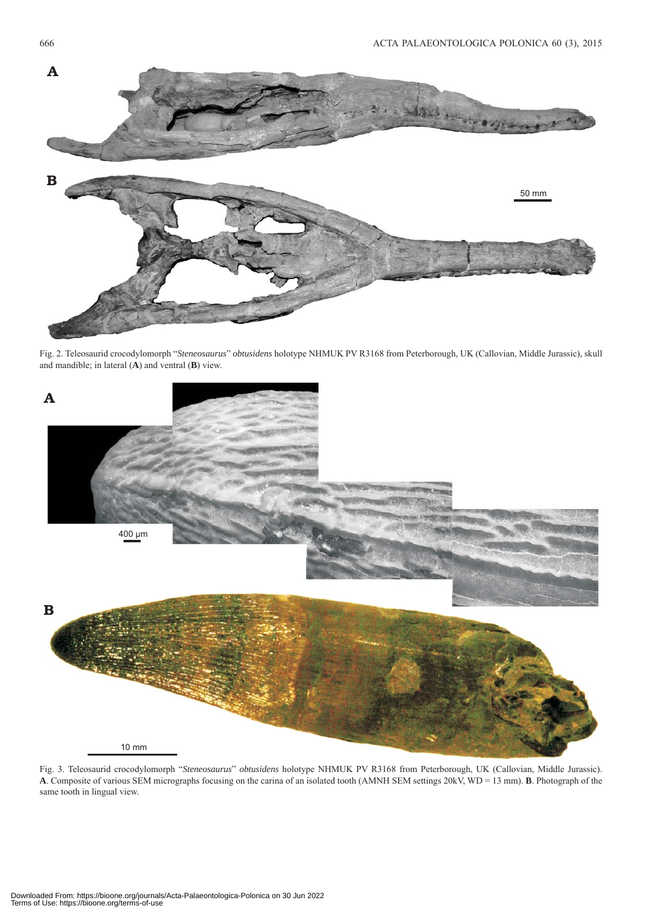Fig. 2. Teleosaurid crocodylomorph "*Steneosaurus*" *obtusidens* holotype NHMUK PV R3168 from Peterborough, UK (Callovian, Middle Jurassic), skull and mandible; in lateral (**A**) and ventral (**B**) view.

Fig. 3. Teleosaurid crocodylomorph "*Steneosaurus*" *obtusidens* holotype NHMUK PV R3168 from Peterborough, UK (Callovian, Middle Jurassic). **A**. Composite of various SEM micrographs focusing on the carina of an isolated tooth (AMNH SEM settings 20kV, WD = 13 mm). **B**. Photograph of the same tooth in lingual view.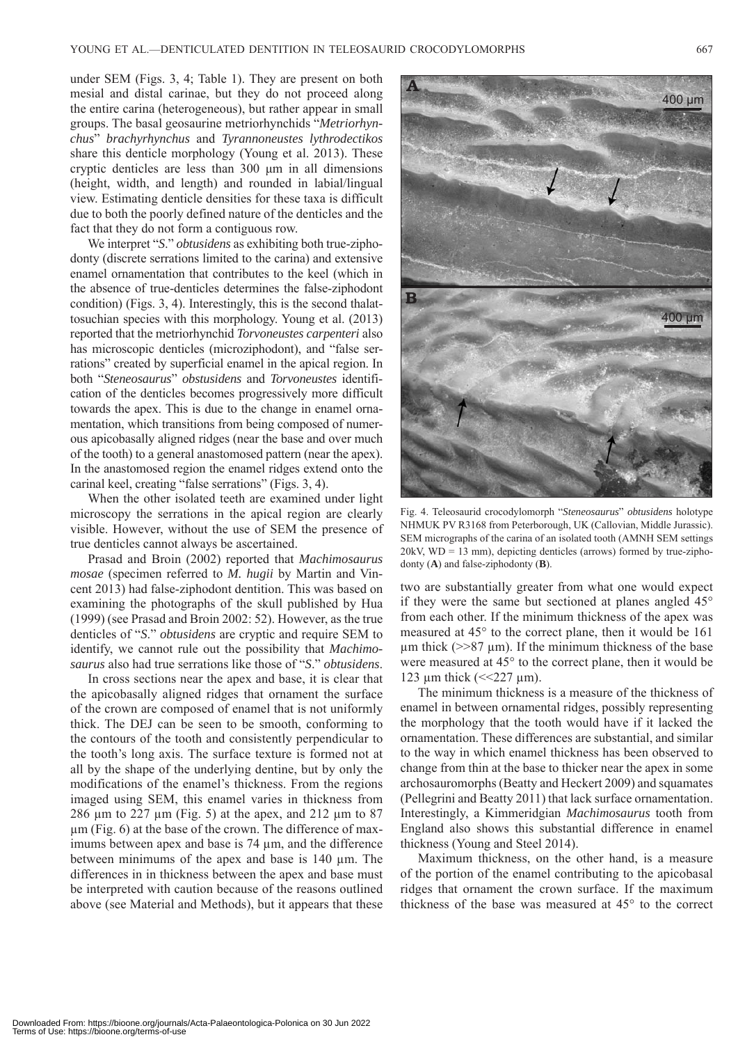under SEM (Figs. 3, 4; Table 1). They are present on both mesial and distal carinae, but they do not proceed along the entire carina (heterogeneous), but rather appear in small groups. The basal geosaurine metriorhynchids "*Metriorhynchus*" *brachyrhynchus* and *Tyrannoneustes lythrodectikos* share this denticle morphology (Young et al. 2013). These cryptic denticles are less than 300 μm in all dimensions (height, width, and length) and rounded in labial/lingual view. Estimating denticle densities for these taxa is difficult due to both the poorly defined nature of the denticles and the fact that they do not form a contiguous row.

We interpret "*S.*" *obtusidens* as exhibiting both true-ziphodonty (discrete serrations limited to the carina) and extensive enamel ornamentation that contributes to the keel (which in the absence of true-denticles determines the false-ziphodont condition) (Figs. 3, 4). Interestingly, this is the second thalattosuchian species with this morphology. Young et al. (2013) reported that the metriorhynchid *Torvoneustes carpenteri* also has microscopic denticles (microziphodont), and "false serrations" created by superficial enamel in the apical region. In both "*Steneosaurus*" *obstusidens* and *Torvoneustes* identification of the denticles becomes progressively more difficult towards the apex. This is due to the change in enamel ornamentation, which transitions from being composed of numerous apicobasally aligned ridges (near the base and over much of the tooth) to a general anastomosed pattern (near the apex). In the anastomosed region the enamel ridges extend onto the carinal keel, creating "false serrations" (Figs. 3, 4).

When the other isolated teeth are examined under light microscopy the serrations in the apical region are clearly visible. However, without the use of SEM the presence of true denticles cannot always be ascertained.

Prasad and Broin (2002) reported that *Machimosaurus mosae* (specimen referred to *M. hugii* by Martin and Vincent 2013) had false-ziphodont dentition. This was based on examining the photographs of the skull published by Hua (1999) (see Prasad and Broin 2002: 52). However, as the true denticles of "*S.*" *obtusidens* are cryptic and require SEM to identify, we cannot rule out the possibility that *Machimosaurus* also had true serrations like those of "*S.*" *obtusidens*.

In cross sections near the apex and base, it is clear that the apicobasally aligned ridges that ornament the surface of the crown are composed of enamel that is not uniformly thick. The DEJ can be seen to be smooth, conforming to the contours of the tooth and consistently perpendicular to the tooth's long axis. The surface texture is formed not at all by the shape of the underlying dentine, but by only the modifications of the enamel's thickness. From the regions imaged using SEM, this enamel varies in thickness from 286 μm to 227 μm (Fig. 5) at the apex, and 212 μm to 87 μm (Fig. 6) at the base of the crown. The difference of maximums between apex and base is 74 μm, and the difference between minimums of the apex and base is 140 μm. The differences in in thickness between the apex and base must be interpreted with caution because of the reasons outlined above (see Material and Methods), but it appears that these two are substantially greater from what one would expect if they were the same but sectioned at planes angled 45° from each other. If the minimum thickness of the apex was measured at 45° to the correct plane, then it would be 161 μm thick (>>87 μm). If the minimum thickness of the base were measured at 45° to the correct plane, then it would be 123 μm thick (<<227 μm).

The minimum thickness is a measure of the thickness of enamel in between ornamental ridges, possibly representing the morphology that the tooth would have if it lacked the ornamentation. These differences are substantial, and similar to the way in which enamel thickness has been observed to change from thin at the base to thicker near the apex in some archosauromorphs (Beatty and Heckert 2009) and squamates (Pellegrini and Beatty 2011) that lack surface ornamentation. Interestingly, a Kimmeridgian *Machimosaurus* tooth from England also shows this substantial difference in enamel thickness (Young and Steel 2014).

Maximum thickness, on the other hand, is a measure of the portion of the enamel contributing to the apicobasal ridges that ornament the crown surface. If the maximum thickness of the base was measured at 45° to the correct

Fig. 4. Teleosaurid crocodylomorph "*Steneosaurus*" *obtusidens* holotype NHMUK PV R3168 from Peterborough, UK (Callovian, Middle Jurassic). SEM micrographs of the carina of an isolated tooth (AMNH SEM settings 20kV, WD = 13 mm), depicting denticles (arrows) formed by true-ziphodonty (**A**) and false-ziphodonty (**B**).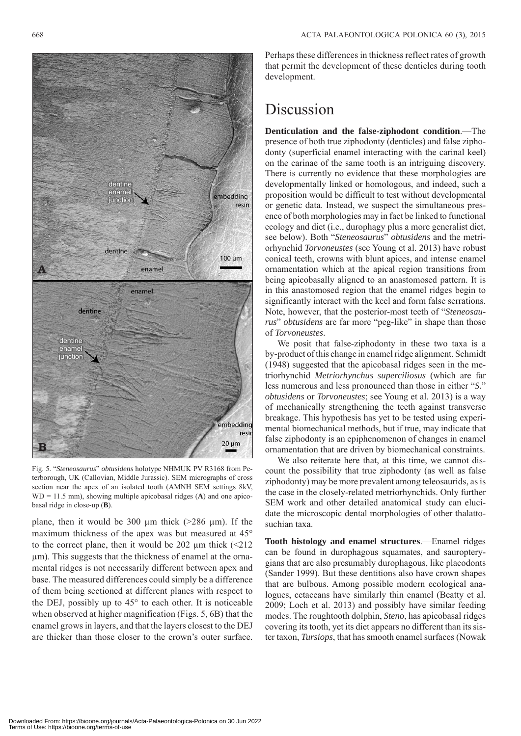Fig. 5. "*Steneosaurus*" *obtusidens* holotype NHMUK PV R3168 from Peterborough, UK (Callovian, Middle Jurassic). SEM micrographs of cross section near the apex of an isolated tooth (AMNH SEM settings 8kV, WD = 11.5 mm), showing multiple apicobasal ridges (**A**) and one apicobasal ridge in close-up (**B**).

plane, then it would be 300 μm thick (>286 μm). If the maximum thickness of the apex was but measured at 45° to the correct plane, then it would be 202 μm thick (<212 μm). This suggests that the thickness of enamel at the ornamental ridges is not necessarily different between apex and base. The measured differences could simply be a difference of them being sectioned at different planes with respect to the DEJ, possibly up to 45° to each other. It is noticeable when observed at higher magnification (Figs. 5, 6B) that the enamel grows in layers, and that the layers closest to the DEJ are thicker than those closer to the crown's outer surface. Perhaps these differences in thickness reflect rates of growth that permit the development of these denticles during tooth development.

## Discussion

**Denticulation and the false-ziphodont condition**.—The presence of both true ziphodonty (denticles) and false ziphodonty (superficial enamel interacting with the carinal keel) on the carinae of the same tooth is an intriguing discovery. There is currently no evidence that these morphologies are developmentally linked or homologous, and indeed, such a proposition would be difficult to test without developmental or genetic data. Instead, we suspect the simultaneous presence of both morphologies may in fact be linked to functional ecology and diet (i.e., durophagy plus a more generalist diet, see below). Both "*Steneosaurus*" *obtusidens* and the metriorhynchid *Torvoneustes* (see Young et al. 2013) have robust conical teeth, crowns with blunt apices, and intense enamel ornamentation which at the apical region transitions from being apicobasally aligned to an anastomosed pattern. It is in this anastomosed region that the enamel ridges begin to significantly interact with the keel and form false serrations. Note, however, that the posterior-most teeth of "*Steneosaurus*" *obtusidens* are far more "peg-like" in shape than those of *Torvoneustes*.

We posit that false-ziphodonty in these two taxa is a by-product of this change in enamel ridge alignment. Schmidt (1948) suggested that the apicobasal ridges seen in the metriorhynchid *Metriorhynchus superciliosus* (which are far less numerous and less pronounced than those in either "*S.*" *obtusidens* or *Torvoneustes*; see Young et al. 2013) is a way of mechanically strengthening the teeth against transverse breakage. This hypothesis has yet to be tested using experimental biomechanical methods, but if true, may indicate that false ziphodonty is an epiphenomenon of changes in enamel ornamentation that are driven by biomechanical constraints.

We also reiterate here that, at this time, we cannot discount the possibility that true ziphodonty (as well as false ziphodonty) may be more prevalent among teleosaurids, as is the case in the closely-related metriorhynchids. Only further SEM work and other detailed anatomical study can elucidate the microscopic dental morphologies of other thalattosuchian taxa.

**Tooth histology and enamel structures**.—Enamel ridges can be found in durophagous squamates, and sauropterygians that are also presumably durophagous, like placodonts (Sander 1999). But these dentitions also have crown shapes that are bulbous. Among possible modern ecological analogues, cetaceans have similarly thin enamel (Beatty et al. 2009; Loch et al. 2013) and possibly have similar feeding modes. The roughtooth dolphin, *Steno*, has apicobasal ridges covering its tooth, yet its diet appears no different than its sister taxon, *Tursiops*, that has smooth enamel surfaces (Nowak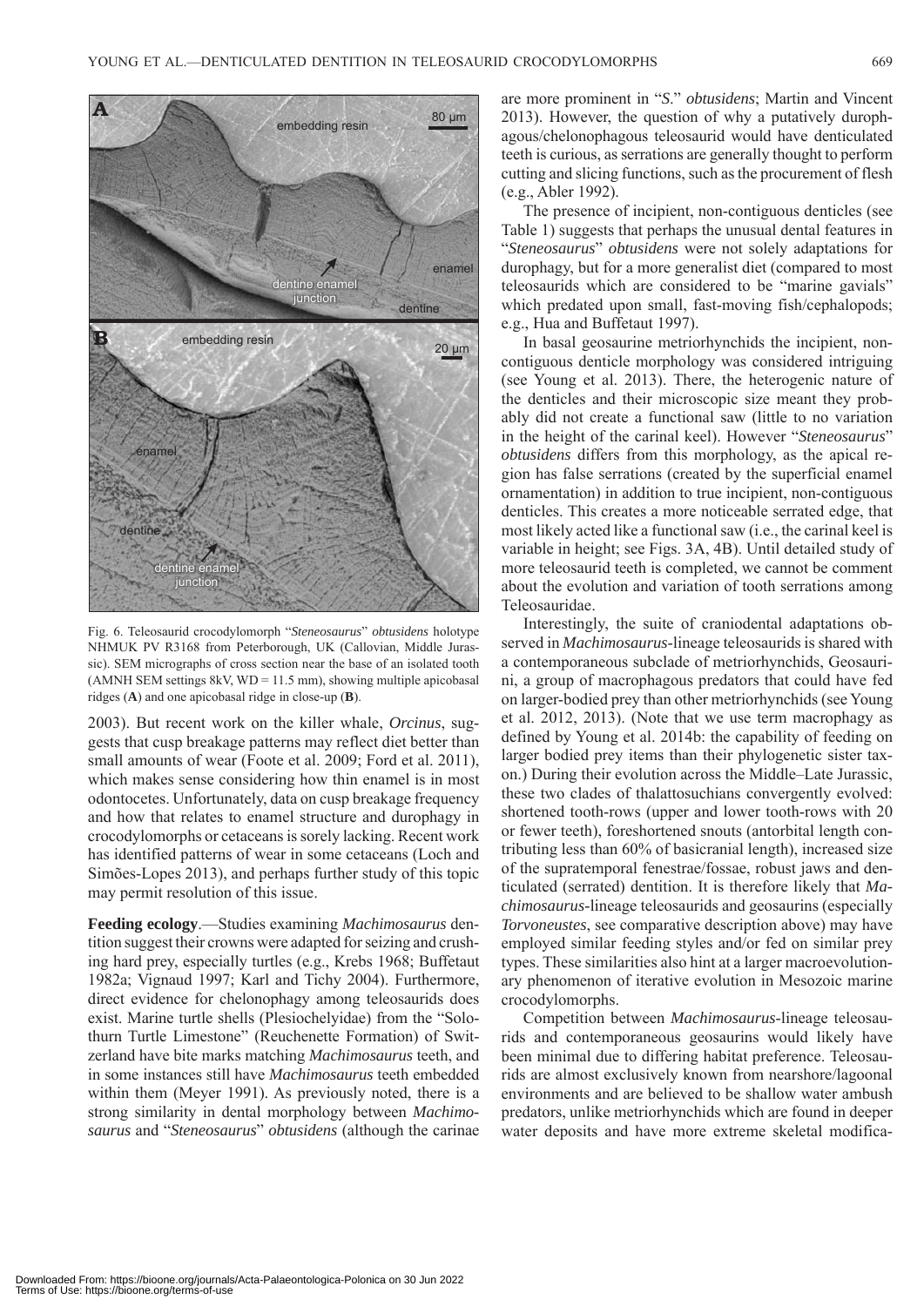Fig. 6. Teleosaurid crocodylomorph "*Steneosaurus*" *obtusidens* holotype NHMUK PV R3168 from Peterborough, UK (Callovian, Middle Jurassic). SEM micrographs of cross section near the base of an isolated tooth (AMNH SEM settings 8kV, WD = 11.5 mm), showing multiple apicobasal ridges (**A**) and one apicobasal ridge in close-up (**B**).

2003). But recent work on the killer whale, *Orcinus*, suggests that cusp breakage patterns may reflect diet better than small amounts of wear (Foote et al. 2009; Ford et al. 2011), which makes sense considering how thin enamel is in most odontocetes. Unfortunately, data on cusp breakage frequency and how that relates to enamel structure and durophagy in crocodylomorphs or cetaceans is sorely lacking. Recent work has identified patterns of wear in some cetaceans (Loch and Simões-Lopes 2013), and perhaps further study of this topic may permit resolution of this issue.

**Feeding ecology**.—Studies examining *Machimosaurus* dentition suggest their crowns were adapted for seizing and crushing hard prey, especially turtles (e.g., Krebs 1968; Buffetaut 1982a; Vignaud 1997; Karl and Tichy 2004). Furthermore, direct evidence for chelonophagy among teleosaurids does exist. Marine turtle shells (Plesiochelyidae) from the "Solothurn Turtle Limestone" (Reuchenette Formation) of Switzerland have bite marks matching *Machimosaurus* teeth, and in some instances still have *Machimosaurus* teeth embedded within them (Meyer 1991). As previously noted, there is a strong similarity in dental morphology between *Machimosaurus* and "*Steneosaurus*" *obtusidens* (although the carinae are more prominent in "*S.*" *obtusidens*; Martin and Vincent 2013). However, the question of why a putatively durophagous/chelonophagous teleosaurid would have denticulated teeth is curious, as serrations are generally thought to perform cutting and slicing functions, such as the procurement of flesh (e.g., Abler 1992).

The presence of incipient, non-contiguous denticles (see Table 1) suggests that perhaps the unusual dental features in "*Steneosaurus*" *obtusidens* were not solely adaptations for durophagy, but for a more generalist diet (compared to most teleosaurids which are considered to be "marine gavials" which predated upon small, fast-moving fish/cephalopods; e.g., Hua and Buffetaut 1997).

In basal geosaurine metriorhynchids the incipient, non-contiguous denticle morphology was considered intriguing (see Young et al. 2013). There, the heterogenic nature of the denticles and their microscopic size meant they probably did not create a functional saw (little to no variation in the height of the carinal keel). However "*Steneosaurus*" *obtusidens* differs from this morphology, as the apical region has false serrations (created by the superficial enamel ornamentation) in addition to true incipient, non-contiguous denticles. This creates a more noticeable serrated edge, that most likely acted like a functional saw (i.e., the carinal keel is variable in height; see Figs. 3A, 4B). Until detailed study of more teleosaurid teeth is completed, we cannot be comment about the evolution and variation of tooth serrations among Teleosauridae.

Interestingly, the suite of craniodental adaptations observed in *Machimosaurus*-lineage teleosaurids is shared with a contemporaneous subclade of metriorhynchids, Geosaurini, a group of macrophagous predators that could have fed on larger-bodied prey than other metriorhynchids (see Young et al. 2012, 2013). (Note that we use term macrophagy as defined by Young et al. 2014b: the capability of feeding on larger bodied prey items than their phylogenetic sister taxon.) During their evolution across the Middle–Late Jurassic, these two clades of thalattosuchians convergently evolved: shortened tooth-rows (upper and lower tooth-rows with 20 or fewer teeth), foreshortened snouts (antorbital length contributing less than 60% of basicranial length), increased size of the supratemporal fenestrae/fossae, robust jaws and denticulated (serrated) dentition. It is therefore likely that *Machimosaurus*-lineage teleosaurids and geosaurins (especially *Torvoneustes*, see comparative description above) may have employed similar feeding styles and/or fed on similar prey types. These similarities also hint at a larger macroevolutionary phenomenon of iterative evolution in Mesozoic marine crocodylomorphs.

Competition between *Machimosaurus*-lineage teleosaurids and contemporaneous geosaurins would likely have been minimal due to differing habitat preference. Teleosaurids are almost exclusively known from nearshore/lagoonal environments and are believed to be shallow water ambush predators, unlike metriorhynchids which are found in deeper water deposits and have more extreme skeletal modifica-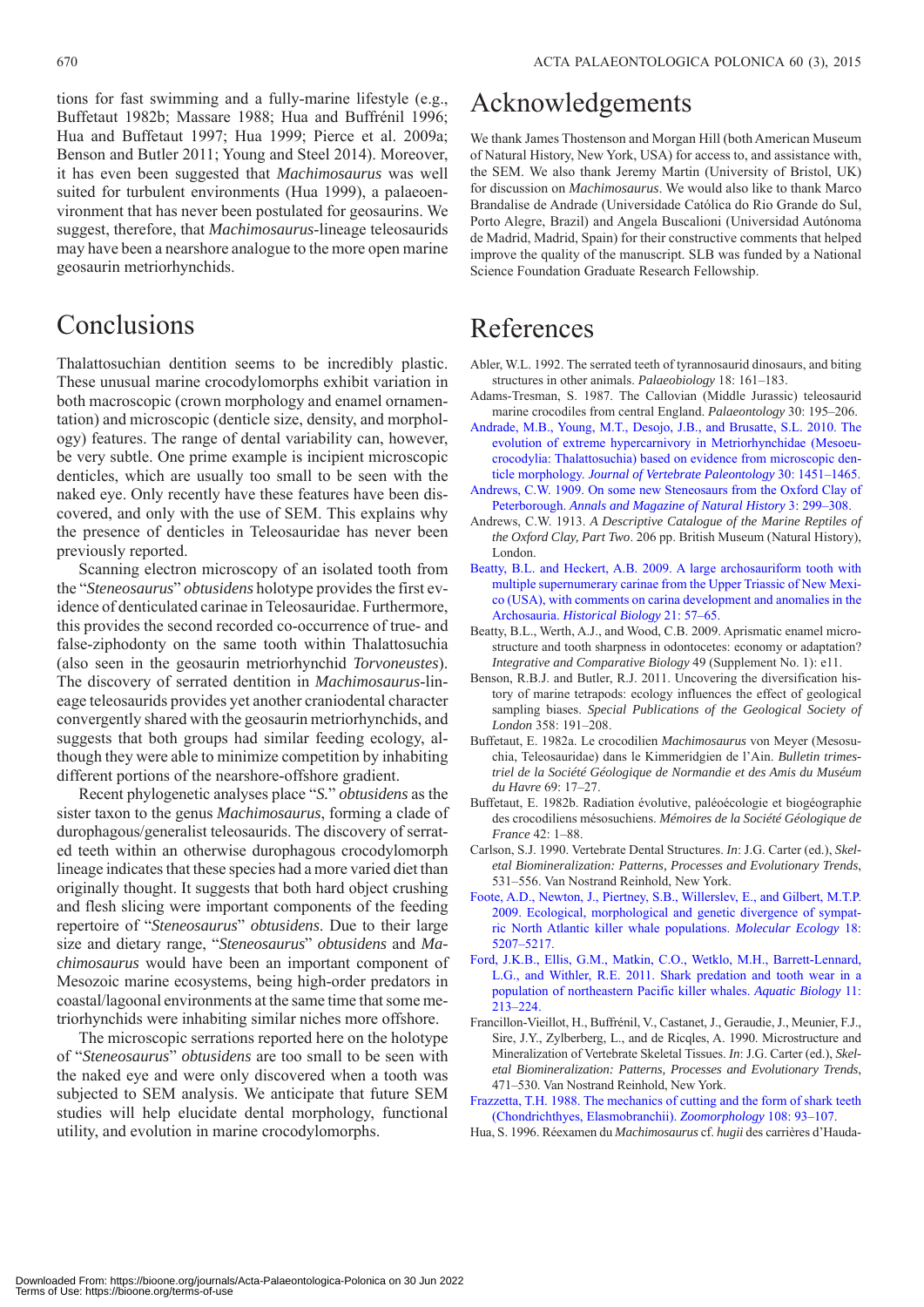tions for fast swimming and a fully-marine lifestyle (e.g., Buffetaut 1982b; Massare 1988; Hua and Buffrénil 1996; Hua and Buffetaut 1997; Hua 1999; Pierce et al. 2009a; Benson and Butler 2011; Young and Steel 2014). Moreover, it has even been suggested that *Machimosaurus* was well suited for turbulent environments (Hua 1999), a palaeoenvironment that has never been postulated for geosaurins. We suggest, therefore, that *Machimosaurus*-lineage teleosaurids may have been a nearshore analogue to the more open marine geosaurin metriorhynchids.

## Conclusions

Thalattosuchian dentition seems to be incredibly plastic. These unusual marine crocodylomorphs exhibit variation in both macroscopic (crown morphology and enamel ornamentation) and microscopic (denticle size, density, and morphology) features. The range of dental variability can, however, be very subtle. One prime example is incipient microscopic denticles, which are usually too small to be seen with the naked eye. Only recently have these features have been discovered, and only with the use of SEM. This explains why the presence of denticles in Teleosauridae has never been previously reported.

Scanning electron microscopy of an isolated tooth from the "*Steneosaurus*" *obtusidens* holotype provides the first evidence of denticulated carinae in Teleosauridae. Furthermore, this provides the second recorded co-occurrence of true- and false-ziphodonty on the same tooth within Thalattosuchia (also seen in the geosaurin metriorhynchid *Torvoneustes*). The discovery of serrated dentition in *Machimosaurus*-lineage teleosaurids provides yet another craniodental character convergently shared with the geosaurin metriorhynchids, and suggests that both groups had similar feeding ecology, although they were able to minimize competition by inhabiting different portions of the nearshore-offshore gradient.

Recent phylogenetic analyses place "*S.*" *obtusidens* as the sister taxon to the genus *Machimosaurus*, forming a clade of durophagous/generalist teleosaurids. The discovery of serrated teeth within an otherwise durophagous crocodylomorph lineage indicates that these species had a more varied diet than originally thought. It suggests that both hard object crushing and flesh slicing were important components of the feeding repertoire of "*Steneosaurus*" *obtusidens*. Due to their large size and dietary range, "*Steneosaurus*" *obtusidens* and *Machimosaurus* would have been an important component of Mesozoic marine ecosystems, being high-order predators in coastal/lagoonal environments at the same time that some metriorhynchids were inhabiting similar niches more offshore.

The microscopic serrations reported here on the holotype of "*Steneosaurus*" *obtusidens* are too small to be seen with the naked eye and were only discovered when a tooth was subjected to SEM analysis. We anticipate that future SEM studies will help elucidate dental morphology, functional utility, and evolution in marine crocodylomorphs.

## Acknowledgements

We thank James Thostenson and Morgan Hill (both American Museum of Natural History, New York, USA) for access to, and assistance with, the SEM. We also thank Jeremy Martin (University of Bristol, UK) for discussion on *Machimosaurus*. We would also like to thank Marco Brandalise de Andrade (Universidade Católica do Rio Grande do Sul, Porto Alegre, Brazil) and Angela Buscalioni (Universidad Autónoma de Madrid, Madrid, Spain) for their constructive comments that helped improve the quality of the manuscript. SLB was funded by a National Science Foundation Graduate Research Fellowship.

## References

Abler, W.L. 1992. The serrated teeth of tyrannosaurid dinosaurs, and biting structures in other animals. *Palaeobiology* 18: 161–183.

Adams-Tresman, S. 1987. The Callovian (Middle Jurassic) teleosaurid marine crocodiles from central England. *Palaeontology* 30: 195–206.

Andrade, M.B., Young, M.T., Desojo, J.B., and Brusatte, S.L. 2010. The evolution of extreme hypercarnivory in Metriorhynchidae (Mesoeucrocodylia: Thalattosuchia) based on evidence from microscopic denticle morphology. *Journal of Vertebrate Paleontology* 30: 1451–1465.

Andrews, C.W. 1909. On some new Steneosaurs from the Oxford Clay of Peterborough. *Annals and Magazine of Natural History* 3: 299–308.

Andrews, C.W. 1913. *A Descriptive Catalogue of the Marine Reptiles of the Oxford Clay, Part Two*. 206 pp. British Museum (Natural History), London.

Beatty, B.L. and Heckert, A.B. 2009. A large archosauriform tooth with multiple supernumerary carinae from the Upper Triassic of New Mexico (USA), with comments on carina development and anomalies in the Archosauria. *Historical Biology* 21: 57–65.

Beatty, B.L., Werth, A.J., and Wood, C.B. 2009. Aprismatic enamel microstructure and tooth sharpness in odontocetes: economy or adaptation? *Integrative and Comparative Biology* 49 (Supplement No. 1): e11.

Benson, R.B.J. and Butler, R.J. 2011. Uncovering the diversification history of marine tetrapods: ecology influences the effect of geological sampling biases. *Special Publications of the Geological Society of London* 358: 191–208.

Buffetaut, E. 1982a. Le crocodilien *Machimosaurus* von Meyer (Mesosuchia, Teleosauridae) dans le Kimmeridgien de l'Ain. *Bulletin trimestriel de la Société Géologique de Normandie et des Amis du Muséum du Havre* 69: 17–27.

Buffetaut, E. 1982b. Radiation évolutive, paléoécologie et biogéographie des crocodiliens mésosuchiens. *Mémoires de la Société Géologique de France* 42: 1–88.

Carlson, S.J. 1990. Vertebrate Dental Structures. *In*: J.G. Carter (ed.), *Skeletal Biomineralization: Patterns, Processes and Evolutionary Trends*, 531–556. Van Nostrand Reinhold, New York.

Foote, A.D., Newton, J., Piertney, S.B., Willerslev, E., and Gilbert, M.T.P. 2009. Ecological, morphological and genetic divergence of sympatric North Atlantic killer whale populations. *Molecular Ecology* 18: 5207–5217.

Ford, J.K.B., Ellis, G.M., Matkin, C.O., Wetklo, M.H., Barrett-Lennard, L.G., and Withler, R.E. 2011. Shark predation and tooth wear in a population of northeastern Pacific killer whales. *Aquatic Biology* 11: 213–224.

Francillon-Vieillot, H., Buffrénil, V., Castanet, J., Geraudie, J., Meunier, F.J., Sire, J.Y., Zylberberg, L., and de Ricqles, A. 1990. Microstructure and Mineralization of Vertebrate Skeletal Tissues. *In*: J.G. Carter (ed.), *Skeletal Biomineralization: Patterns, Processes and Evolutionary Trends*, 471–530. Van Nostrand Reinhold, New York.

Frazzetta, T.H. 1988. The mechanics of cutting and the form of shark teeth (Chondrichthyes, Elasmobranchii). *Zoomorphology* 108: 93–107.

Hua, S. 1996. Réexamen du *Machimosaurus* cf. *hugii* des carrières d'Hauda-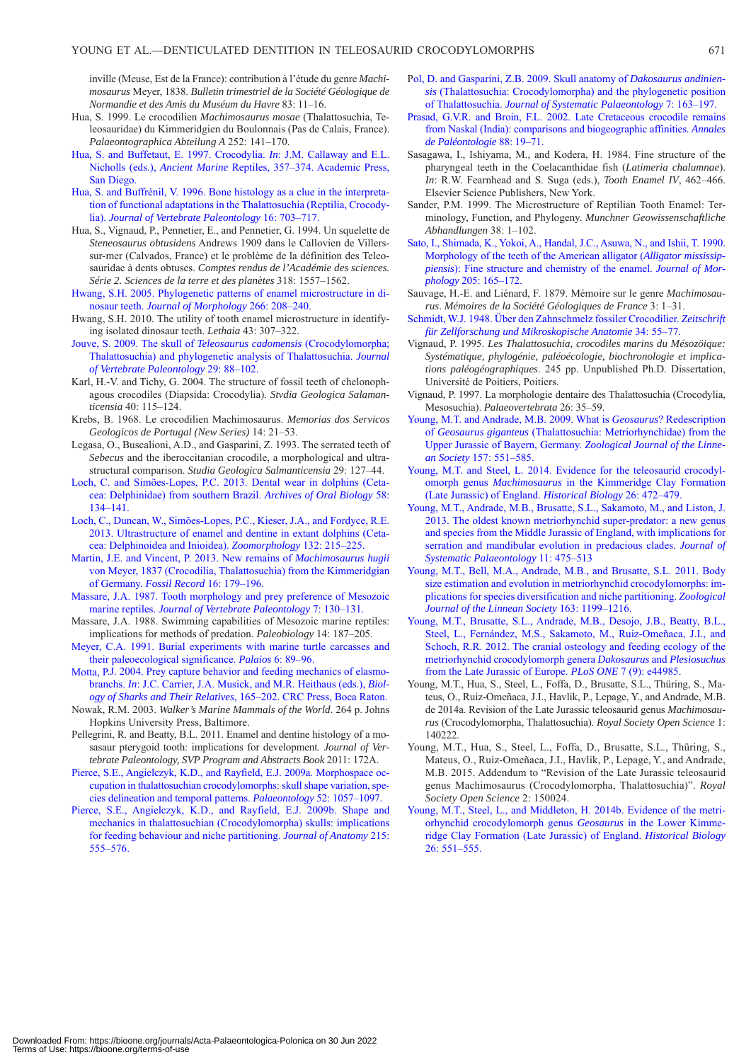inville (Meuse, Est de la France): contribution à l'étude du genre *Machimosaurus* Meyer, 1838. *Bulletin trimestriel de la Société Géologique de Normandie et des Amis du Muséum du Havre* 83: 11–16.

Hua, S. 1999. Le crocodilien *Machimosaurus mosae* (Thalattosuchia, Teleosauridae) du Kimmeridgien du Boulonnais (Pas de Calais, France). *Palaeontographica Abteilung A* 252: 141–170.

Hua, S. and Buffetaut, E. 1997. Crocodylia. *In*: J.M. Callaway and E.L. Nicholls (eds.), *Ancient Marine Reptiles*, 357–374. Academic Press, San Diego.

Hua, S. and Buffrénil, V. 1996. Bone histology as a clue in the interpretation of functional adaptations in the Thalattosuchia (Reptilia, Crocodylia). *Journal of Vertebrate Paleontology* 16: 703–717.

Hua, S., Vignaud, P., Pennetier, E., and Pennetier, G. 1994. Un squelette de *Steneosaurus obtusidens* Andrews 1909 dans le Callovien de Villers-sur-mer (Calvados, France) et le problème de la définition des Teleosauridae à dents obtuses. *Comptes rendus de l'Académie des sciences. Série 2. Sciences de la terre et des planètes* 318: 1557–1562.

Hwang, S.H. 2005. Phylogenetic patterns of enamel microstructure in dinosaur teeth. *Journal of Morphology* 266: 208–240.

Hwang, S.H. 2010. The utility of tooth enamel microstructure in identifying isolated dinosaur teeth. *Lethaia* 43: 307–322.

Jouve, S. 2009. The skull of *Teleosaurus cadomensis* (Crocodylomorpha; Thalattosuchia) and phylogenetic analysis of Thalattosuchia. *Journal of Vertebrate Paleontology* 29: 88–102.

Karl, H.-V. and Tichy, G. 2004. The structure of fossil teeth of chelonophagous crocodiles (Diapsida: Crocodylia). *Stvdia Geologica Salmanticensia* 40: 115–124.

Krebs, B. 1968. Le crocodilien Machimosaurus. *Memorias dos Servicos Geologicos de Portugal (New Series)* 14: 21–53.

Legasa, O., Buscalioni, A.D., and Gasparini, Z. 1993. The serrated teeth of *Sebecus* and the iberoccitanian crocodile, a morphological and ultrastructural comparison. *Studia Geologica Salmanticensia* 29: 127–44.

Loch, C. and Simões-Lopes, P.C. 2013. Dental wear in dolphins (Cetacea: Delphinidae) from southern Brazil. *Archives of Oral Biology* 58: 134–141.

Loch, C., Duncan, W., Simões-Lopes, P.C., Kieser, J.A., and Fordyce, R.E. 2013. Ultrastructure of enamel and dentine in extant dolphins (Cetacea: Delphinoidea and Inioidea). *Zoomorphology* 132: 215–225.

Martin, J.E. and Vincent, P. 2013. New remains of *Machimosaurus hugii* von Meyer, 1837 (Crocodilia, Thalattosuchia) from the Kimmeridgian of Germany. *Fossil Record* 16: 179–196.

Massare, J.A. 1987. Tooth morphology and prey preference of Mesozoic marine reptiles. *Journal of Vertebrate Paleontology* 7: 130–131.

Massare, J.A. 1988. Swimming capabilities of Mesozoic marine reptiles: implications for methods of predation. *Paleobiology* 14: 187–205.

Meyer, C.A. 1991. Burial experiments with marine turtle carcasses and their paleoecological significance. *Palaios* 6: 89–96.

Motta, P.J. 2004. Prey capture behavior and feeding mechanics of elasmobranchs. *In*: J.C. Carrier, J.A. Musick, and M.R. Heithaus (eds.), *Biology of Sharks and Their Relatives*, 165–202. CRC Press, Boca Raton.

Nowak, R.M. 2003. *Walker's Marine Mammals of the World*. 264 p. Johns Hopkins University Press, Baltimore.

Pellegrini, R. and Beatty, B.L. 2011. Enamel and dentine histology of a mosasaur pterygoid tooth: implications for development. *Journal of Vertebrate Paleontology, SVP Program and Abstracts Book* 2011: 172A.

Pierce, S.E., Angielczyk, K.D., and Rayfield, E.J. 2009a. Morphospace occupation in thalattosuchian crocodylomorphs: skull shape variation, species delineation and temporal patterns. *Palaeontology* 52: 1057–1097.

Pierce, S.E., Angielczyk, K.D., and Rayfield, E.J. 2009b. Shape and mechanics in thalattosuchian (Crocodylomorpha) skulls: implications for feeding behaviour and niche partitioning. *Journal of Anatomy* 215: 555–576.

Pol, D. and Gasparini, Z.B. 2009. Skull anatomy of *Dakosaurus andiniensis* (Thalattosuchia: Crocodylomorpha) and the phylogenetic position of Thalattosuchia. *Journal of Systematic Palaeontology* 7: 163–197.

Prasad, G.V.R. and Broin, F.L. 2002. Late Cretaceous crocodile remains from Naskal (India): comparisons and biogeographic affinities. *Annales de Paléontologie* 88: 19–71.

Sasagawa, I., Ishiyama, M., and Kodera, H. 1984. Fine structure of the pharyngeal teeth in the Coelacanthidae fish (*Latimeria chalumnae*). *In*: R.W. Fearnhead and S. Suga (eds.), *Tooth Enamel IV*, 462–466. Elsevier Science Publishers, New York.

Sander, P.M. 1999. The Microstructure of Reptilian Tooth Enamel: Terminology, Function, and Phylogeny. *Munchner Geowissenschaftliche Abhandlungen* 38: 1–102.

Sato, I., Shimada, K., Yokoi, A., Handal, J.C., Asuwa, N., and Ishii, T. 1990. Morphology of the teeth of the American alligator (*Alligator mississippiensis*): Fine structure and chemistry of the enamel. *Journal of Morphology* 205: 165–172.

Sauvage, H.-E. and Liénard, F. 1879. Mémoire sur le genre *Machimosaurus*. *Mémoires de la Société Géologiques de France* 3: 1–31.

Schmidt, W.J. 1948. Über den Zahnschmelz fossiler Crocodilier. *Zeitschrift für Zellforschung und Mikroskopische Anatomie* 34: 55–77.

Vignaud, P. 1995. *Les Thalattosuchia, crocodiles marins du Mésozöique: Systématique, phylogénie, paléoécologie, biochronologie et implications paléogéographiques*. 245 pp. Unpublished Ph.D. Dissertation, Université de Poitiers, Poitiers.

Vignaud, P. 1997. La morphologie dentaire des Thalattosuchia (Crocodylia, Mesosuchia). *Palaeovertebrata* 26: 35–59.

Young, M.T. and Andrade, M.B. 2009. What is *Geosaurus*? Redescription of *Geosaurus giganteus* (Thalattosuchia: Metriorhynchidae) from the Upper Jurassic of Bayern, Germany. *Zoological Journal of the Linnean Society* 157: 551–585.

Young, M.T. and Steel, L. 2014. Evidence for the teleosaurid crocodylomorph genus *Machimosaurus* in the Kimmeridge Clay Formation (Late Jurassic) of England. *Historical Biology* 26: 472–479.

Young, M.T., Andrade, M.B., Brusatte, S.L., Sakamoto, M., and Liston, J. 2013. The oldest known metriorhynchid super-predator: a new genus and species from the Middle Jurassic of England, with implications for serration and mandibular evolution in predacious clades. *Journal of Systematic Palaeontology* 11: 475–513

Young, M.T., Bell, M.A., Andrade, M.B., and Brusatte, S.L. 2011. Body size estimation and evolution in metriorhynchid crocodylomorphs: implications for species diversification and niche partitioning. *Zoological Journal of the Linnean Society* 163: 1199–1216.

Young, M.T., Brusatte, S.L., Andrade, M.B., Desojo, J.B., Beatty, B.L., Steel, L., Fernández, M.S., Sakamoto, M., Ruiz-Omeñaca, J.I., and Schoch, R.R. 2012. The cranial osteology and feeding ecology of the metriorhynchid crocodylomorph genera *Dakosaurus* and *Plesiosuchus* from the Late Jurassic of Europe. *PLoS ONE* 7 (9): e44985.

Young, M.T., Hua, S., Steel, L., Foffa, D., Brusatte, S.L., Thüring, S., Mateus, O., Ruiz-Omeñaca, J.I., Havlik, P., Lepage, Y., and Andrade, M.B. de 2014a. Revision of the Late Jurassic teleosaurid genus *Machimosaurus* (Crocodylomorpha, Thalattosuchia). *Royal Society Open Science* 1: 140222.

Young, M.T., Hua, S., Steel, L., Foffa, D., Brusatte, S.L., Thüring, S., Mateus, O., Ruiz-Omeñaca, J.I., Havlik, P., Lepage, Y., and Andrade, M.B. 2015. Addendum to "Revision of the Late Jurassic teleosaurid genus Machimosaurus (Crocodylomorpha, Thalattosuchia)". *Royal Society Open Science* 2: 150024.

Young, M.T., Steel, L., and Middleton, H. 2014b. Evidence of the metriorhynchid crocodylomorph genus *Geosaurus* in the Lower Kimmeridge Clay Formation (Late Jurassic) of England. *Historical Biology* 26: 551–555.